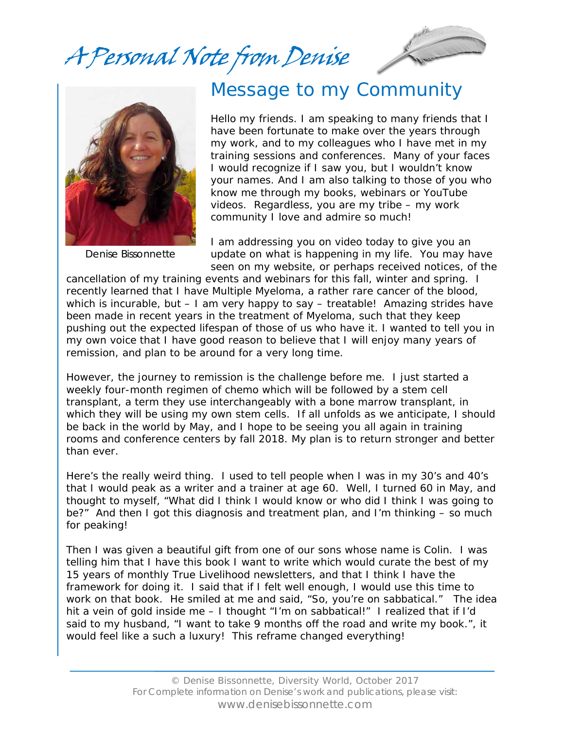# A Personal Note from Denise

## Message to my Community

Denise Bissonnette

Hello my friends. I am speaking to many friends that I have been fortunate to make over the years through my work, and to my colleagues who I have met in my training sessions and conferences. Many of your faces I would recognize if I saw you, but I wouldn't know your names. And I am also talking to those of you who know me through my books, webinars or YouTube videos. Regardless, you are my tribe – my work community I love and admire so much!

I am addressing you on video today to give you an update on what is happening in my life. You may have seen on my website, or perhaps received notices, of the cancellation of my training events and webinars for this fall, winter and spring. I recently learned that I have Multiple Myeloma, a rather rare cancer of the blood, which is incurable, but – I am very happy to say – treatable! Amazing strides have been made in recent years in the treatment of Myeloma, such that they keep pushing out the expected lifespan of those of us who have it. I wanted to tell you in my own voice that I have good reason to believe that I will enjoy many years of remission, and plan to be around for a very long time.

However, the journey to remission is the challenge before me. I just started a weekly four-month regimen of chemo which will be followed by a stem cell transplant, a term they use interchangeably with a bone marrow transplant, in which they will be using my own stem cells. If all unfolds as we anticipate, I should be back in the world by May, and I hope to be seeing you all again in training rooms and conference centers by fall 2018. My plan is to return stronger and better than ever.

Here's the really weird thing. I used to tell people when I was in my 30's and 40's that I would peak as a writer and a trainer at age 60. Well, I turned 60 in May, and thought to myself, "What did I think I would know or who did I think I was going to be?" And then I got this diagnosis and treatment plan, and I'm thinking – so much for peaking!

Then I was given a beautiful gift from one of our sons whose name is Colin. I was telling him that I have this book I want to write which would curate the best of my 15 years of monthly True Livelihood newsletters, and that I think I have the framework for doing it. I said that if I felt well enough, I would use this time to work on that book. He smiled at me and said, "So, you're on sabbatical." The idea hit a vein of gold inside me – I thought "I'm on sabbatical!" I realized that if I'd said to my husband, "I want to take 9 months off the road and write my book.", it would feel like a such a luxury! This reframe changed everything!

© Denise Bissonnette, Diversity World, October 2017
For Complete information on Denise's work and publications, please visit:
www.denisebissonnette.com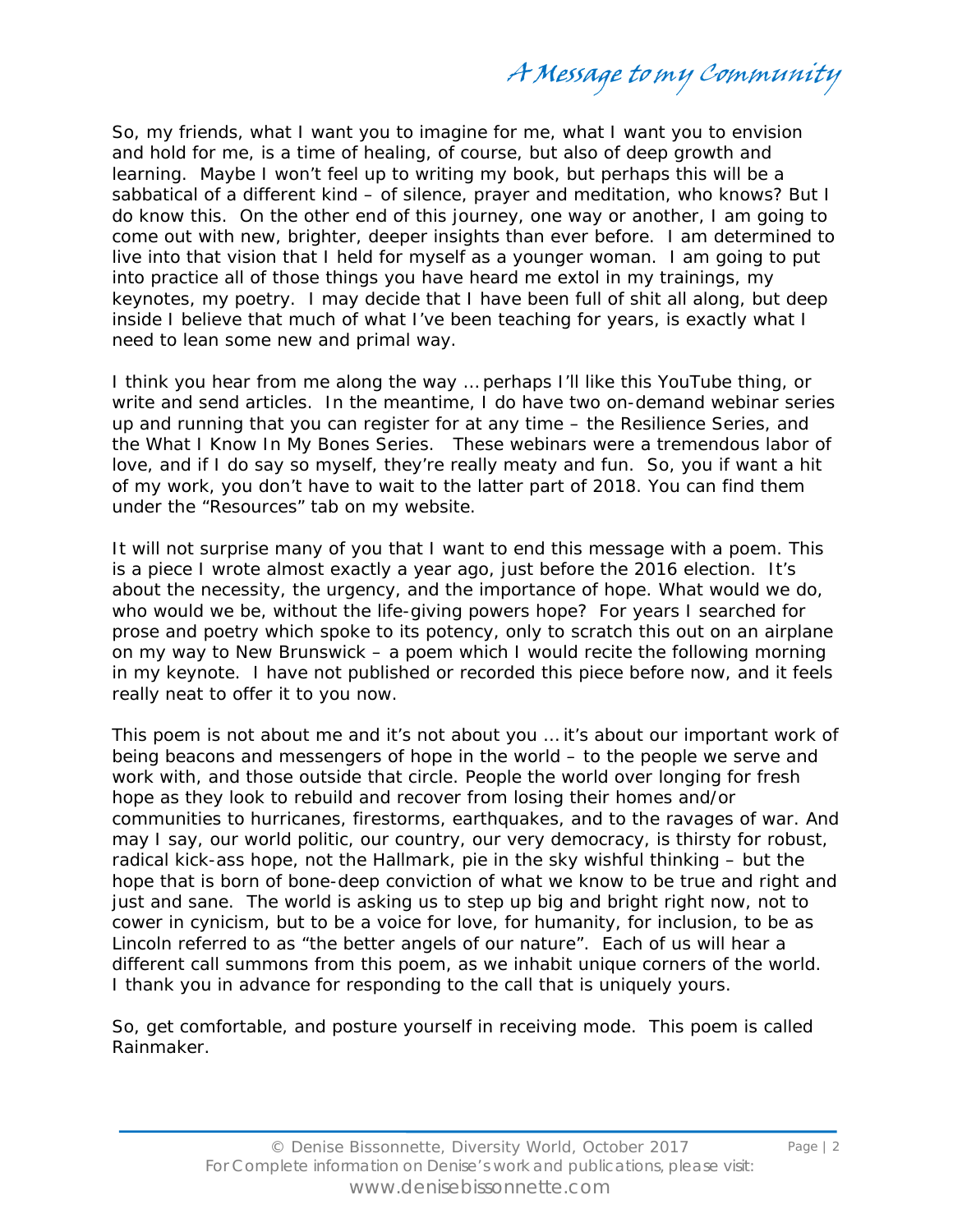So, my friends, what I want you to imagine for me, what I want you to envision and hold for me, is a time of healing, of course, but also of deep growth and learning. Maybe I won't feel up to writing my book, but perhaps this will be a sabbatical of a different kind – of silence, prayer and meditation, who knows? But I do know this. On the other end of this journey, one way or another, I am going to come out with new, brighter, deeper insights than ever before. I am determined to live into that vision that I held for myself as a younger woman. I am going to put into practice all of those things you have heard me extol in my trainings, my keynotes, my poetry. I may decide that I have been full of shit all along, but deep inside I believe that much of what I've been teaching for years, is exactly what I need to lean some new and primal way.

I think you hear from me along the way … perhaps I'll like this YouTube thing, or write and send articles. In the meantime, I do have two on-demand webinar series up and running that you can register for at any time – the Resilience Series, and the What I Know In My Bones Series. These webinars were a tremendous labor of love, and if I do say so myself, they're really meaty and fun. So, you if want a hit of my work, you don't have to wait to the latter part of 2018. You can find them under the "Resources" tab on my website.

It will not surprise many of you that I want to end this message with a poem. This is a piece I wrote almost exactly a year ago, just before the 2016 election. It's about the necessity, the urgency, and the importance of hope. What would we do, who would we be, without the life-giving powers hope? For years I searched for prose and poetry which spoke to its potency, only to scratch this out on an airplane on my way to New Brunswick – a poem which I would recite the following morning in my keynote. I have not published or recorded this piece before now, and it feels really neat to offer it to you now.

This poem is not about me and it's not about you … it's about our important work of being beacons and messengers of hope in the world – to the people we serve and work with, and those outside that circle. People the world over longing for fresh hope as they look to rebuild and recover from losing their homes and/or communities to hurricanes, firestorms, earthquakes, and to the ravages of war. And may I say, our world politic, our country, our very democracy, is thirsty for robust, radical kick-ass hope, not the Hallmark, pie in the sky wishful thinking – but the hope that is born of bone-deep conviction of what we know to be true and right and just and sane. The world is asking us to step up big and bright right now, not to cower in cynicism, but to be a voice for love, for humanity, for inclusion, to be as Lincoln referred to as "the better angels of our nature". Each of us will hear a different call summons from this poem, as we inhabit unique corners of the world. I thank you in advance for responding to the call that is uniquely yours.

So, get comfortable, and posture yourself in receiving mode. This poem is called Rainmaker.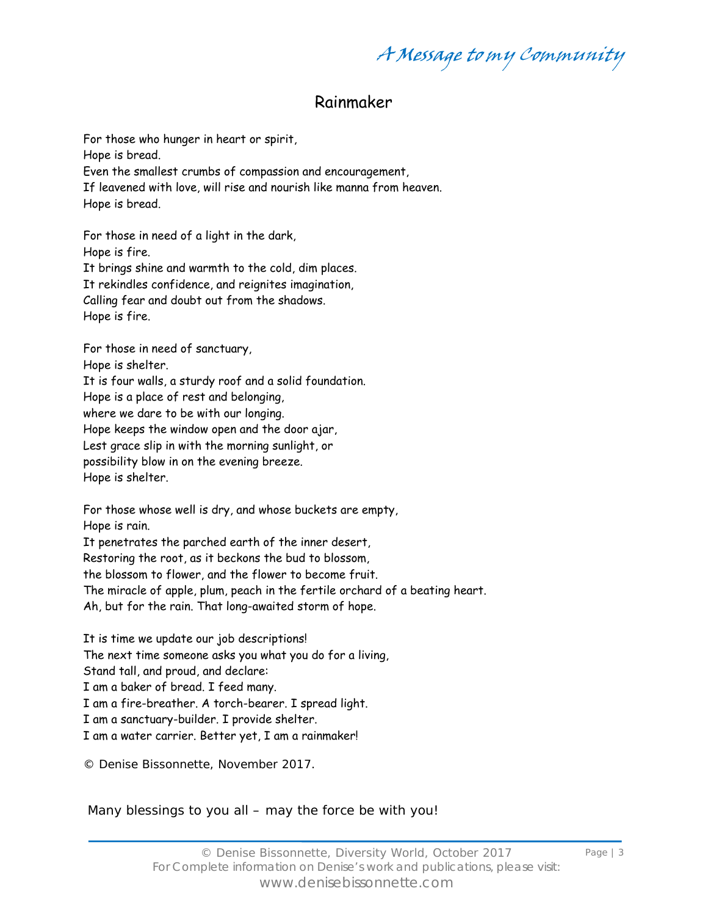## Rainmaker

For those who hunger in heart or spirit,
Hope is bread.
Even the smallest crumbs of compassion and encouragement,
If leavened with love, will rise and nourish like manna from heaven.
Hope is bread.

For those in need of a light in the dark,
Hope is fire.
It brings shine and warmth to the cold, dim places.
It rekindles confidence, and reignites imagination,
Calling fear and doubt out from the shadows.
Hope is fire.

For those in need of sanctuary,
Hope is shelter.
It is four walls, a sturdy roof and a solid foundation.
Hope is a place of rest and belonging,
where we dare to be with our longing.
Hope keeps the window open and the door ajar,
Lest grace slip in with the morning sunlight, or
possibility blow in on the evening breeze.
Hope is shelter.

For those whose well is dry, and whose buckets are empty,
Hope is rain.
It penetrates the parched earth of the inner desert,
Restoring the root, as it beckons the bud to blossom,
the blossom to flower, and the flower to become fruit.
The miracle of apple, plum, peach in the fertile orchard of a beating heart.
Ah, but for the rain. That long-awaited storm of hope.

It is time we update our job descriptions!
The next time someone asks you what you do for a living,
Stand tall, and proud, and declare:
I am a baker of bread. I feed many.
I am a fire-breather. A torch-bearer. I spread light.
I am a sanctuary-builder. I provide shelter.
I am a water carrier. Better yet, I am a rainmaker!

© Denise Bissonnette, November 2017.

Many blessings to you all – may the force be with you!